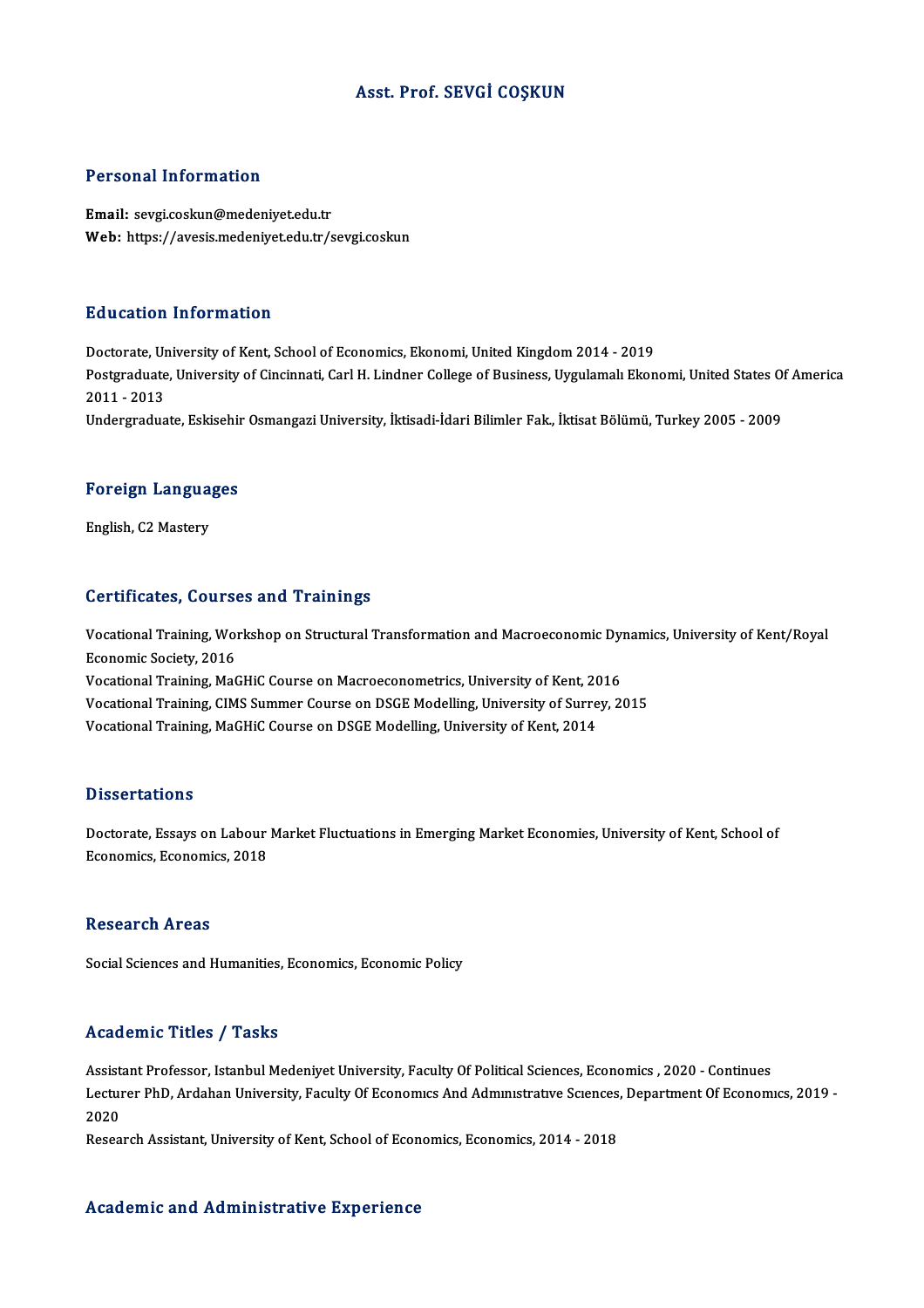# Asst. Prof. SEVGİ COŞKUN

## Personal Information

**Email:** sevgi.coskun@medeniyet.edu.tr
**Web:** https://avesis.medeniyet.edu.tr/sevgi.coskun

## Education Information

Doctorate, University of Kent, School of Economics, Ekonomi, United Kingdom 2014 - 2019
Postgraduate, University of Cincinnati, Carl H. Lindner College of Business, Uygulamalı Ekonomi, United States Of America 2011 - 2013
Undergraduate, Eskisehir Osmangazi University, İktisadi-İdari Bilimler Fak., İktisat Bölümü, Turkey 2005 - 2009

## Foreign Languages

English, C2 Mastery

## Certificates, Courses and Trainings

Vocational Training, Workshop on Structural Transformation and Macroeconomic Dynamics, University of Kent/Royal Economic Society, 2016
Vocational Training, MaGHiC Course on Macroeconometrics, University of Kent, 2016
Vocational Training, CIMS Summer Course on DSGE Modelling, University of Surrey, 2015
Vocational Training, MaGHiC Course on DSGE Modelling, University of Kent, 2014

## Dissertations

Doctorate, Essays on Labour Market Fluctuations in Emerging Market Economies, University of Kent, School of Economics, Economics, 2018

## Research Areas

Social Sciences and Humanities, Economics, Economic Policy

## Academic Titles / Tasks

Assistant Professor, Istanbul Medeniyet University, Faculty Of Political Sciences, Economics , 2020 - Continues
Lecturer PhD, Ardahan University, Faculty Of Economıcs And Admınıstratıve Scıences, Department Of Economıcs, 2019 - 2020
Research Assistant, University of Kent, School of Economics, Economics, 2014 - 2018

## Academic and Administrative Experience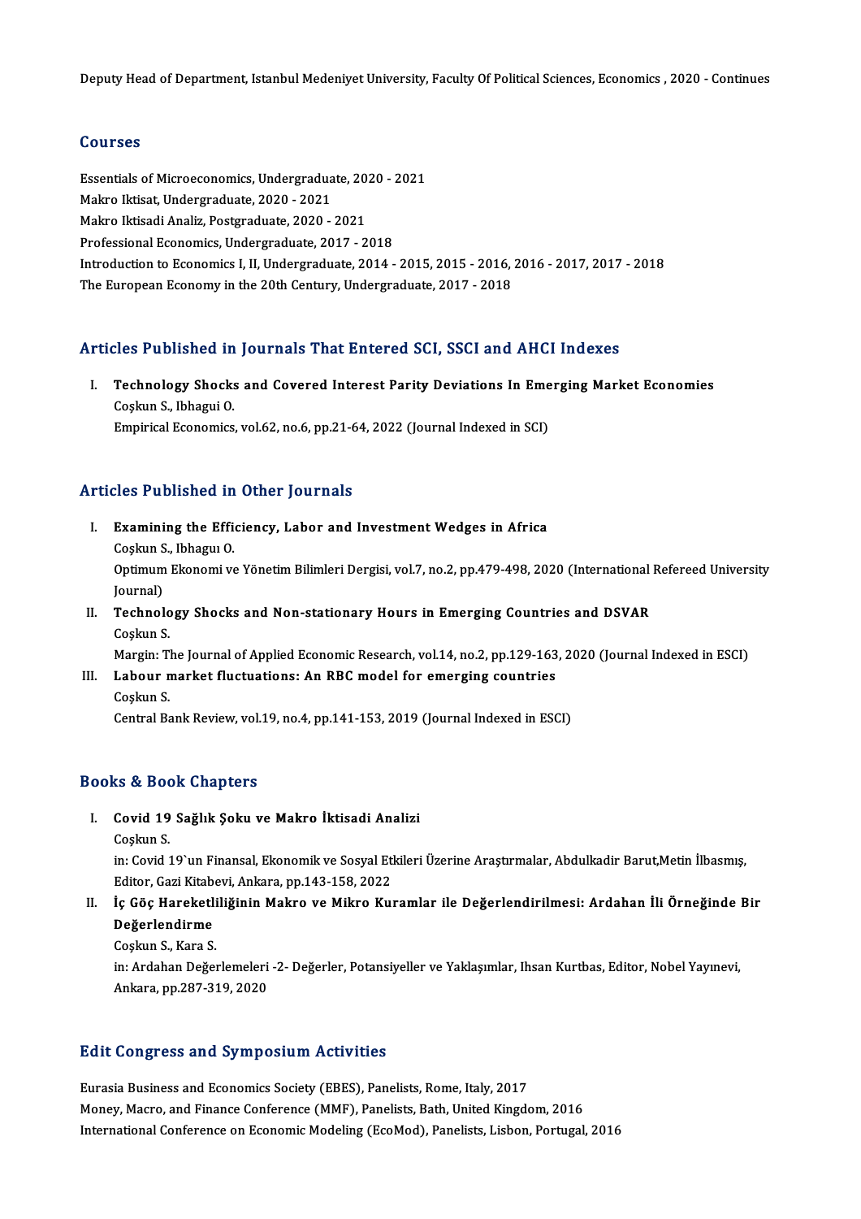Deputy Head of Department, Istanbul Medeniyet University, Faculty Of Political Sciences, Economics , 2020 - Continues

## Courses

Essentials of Microeconomics, Undergraduate, 2020 - 2021
Makro Iktisat, Undergraduate, 2020 - 2021
Makro Iktisadi Analiz, Postgraduate, 2020 - 2021
Professional Economics, Undergraduate, 2017 - 2018
Introduction to Economics I, II, Undergraduate, 2014 - 2015, 2015 - 2016, 2016 - 2017, 2017 - 2018
The European Economy in the 20th Century, Undergraduate, 2017 - 2018

## Articles Published in Journals That Entered SCI, SSCI and AHCI Indexes

I. **Technology Shocks and Covered Interest Parity Deviations In Emerging Market Economies**
Coşkun S., Ibhagui O.
Empirical Economics, vol.62, no.6, pp.21-64, 2022 (Journal Indexed in SCI)

## Articles Published in Other Journals

I. **Examining the Efficiency, Labor and Investment Wedges in Africa**
Coşkun S., Ibhagui O.
Optimum Ekonomi ve Yönetim Bilimleri Dergisi, vol.7, no.2, pp.479-498, 2020 (International Refereed University Journal)

II. **Technology Shocks and Non-stationary Hours in Emerging Countries and DSVAR**
Coşkun S.
Margin: The Journal of Applied Economic Research, vol.14, no.2, pp.129-163, 2020 (Journal Indexed in ESCI)

III. **Labour market fluctuations: An RBC model for emerging countries**
Coşkun S.
Central Bank Review, vol.19, no.4, pp.141-153, 2019 (Journal Indexed in ESCI)

## Books & Book Chapters

I. **Covid 19 Sağlık Şoku ve Makro İktisadi Analizi**
Coşkun S.
in: Covid 19`un Finansal, Ekonomik ve Sosyal Etkileri Üzerine Araştırmalar, Abdulkadir Barut,Metin İlbasmış, Editor, Gazi Kitabevi, Ankara, pp.143-158, 2022

II. **İç Göç Hareketliliğinin Makro ve Mikro Kuramlar ile Değerlendirilmesi: Ardahan İli Örneğinde Bir Değerlendirme**
Coşkun S., Kara S.
in: Ardahan Değerlemeleri -2- Değerler, Potansiyeller ve Yaklaşımlar, Ihsan Kurtbas, Editor, Nobel Yayınevi, Ankara, pp.287-319, 2020

## Edit Congress and Symposium Activities

Eurasia Business and Economics Society (EBES), Panelists, Rome, Italy, 2017
Money, Macro, and Finance Conference (MMF), Panelists, Bath, United Kingdom, 2016
International Conference on Economic Modeling (EcoMod), Panelists, Lisbon, Portugal, 2016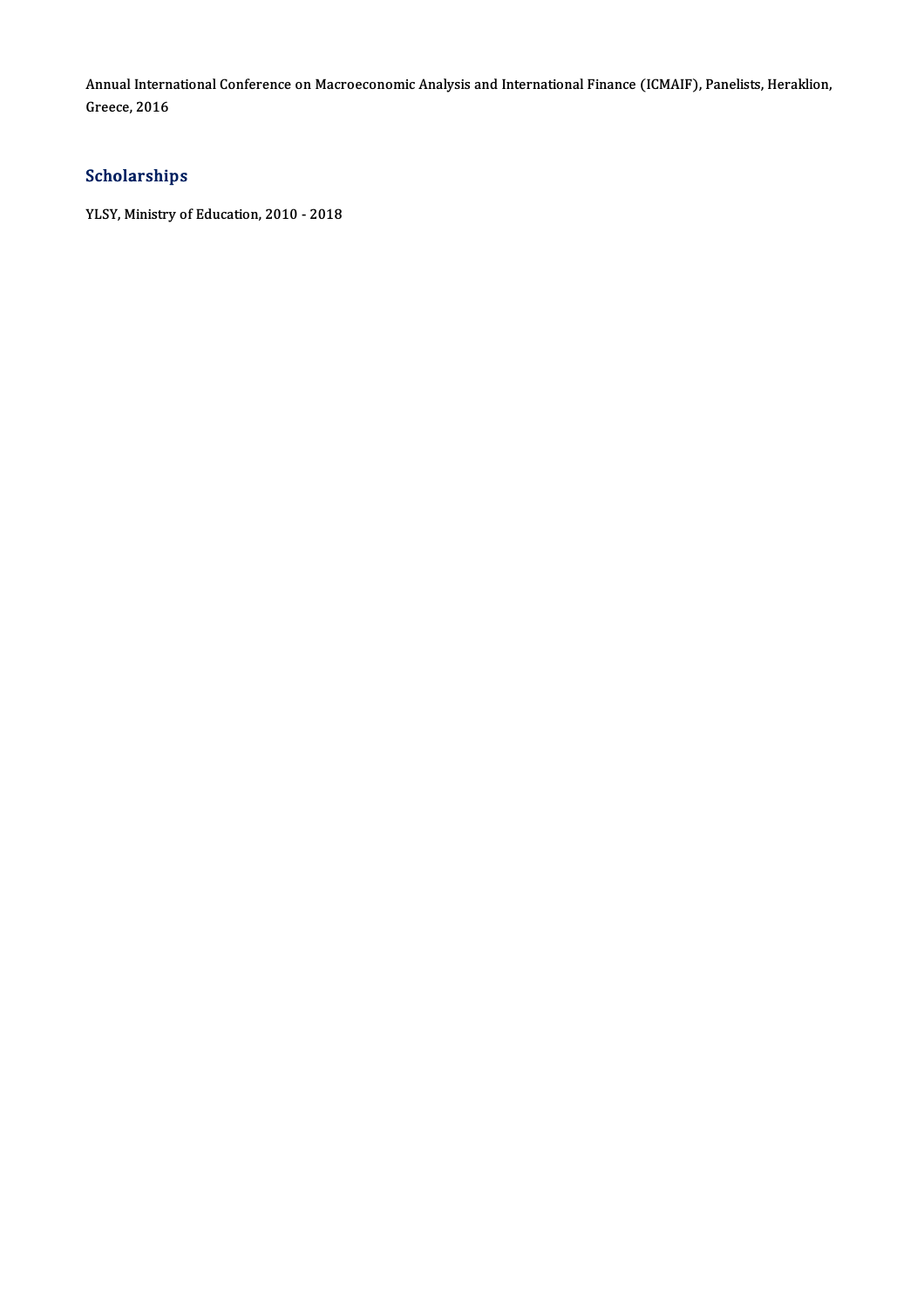Annual International Conference on Macroeconomic Analysis and International Finance (ICMAIF), Panelists, Heraklion, Greece, 2016

## Scholarships

YLSY, Ministry of Education, 2010 - 2018